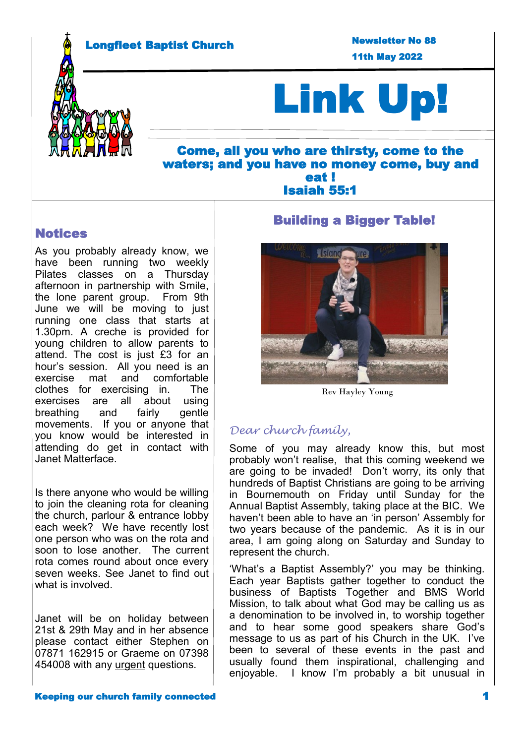**Longfleet Baptist Church**

**Newsletter No 88**

**11th May 2022**

# Link Up!

**Come, all you who are thirsty, come to the waters; and you have no money come, buy and eat !**
**Isaiah 55:1**

## Notices

As you probably already know, we have been running two weekly Pilates classes on a Thursday afternoon in partnership with Smile, the lone parent group. From 9th June we will be moving to just running one class that starts at 1.30pm. A creche is provided for young children to allow parents to attend. The cost is just £3 for an hour's session. All you need is an exercise mat and comfortable clothes for exercising in. The exercises are all about using breathing and fairly gentle movements. If you or anyone that you know would be interested in attending do get in contact with Janet Matterface.

Is there anyone who would be willing to join the cleaning rota for cleaning the church, parlour & entrance lobby each week? We have recently lost one person who was on the rota and soon to lose another. The current rota comes round about once every seven weeks. See Janet to find out what is involved.

Janet will be on holiday between 21st & 29th May and in her absence please contact either Stephen on 07871 162915 or Graeme on 07398 454008 with any urgent questions.

## Building a Bigger Table!

Rev Hayley Young

*Dear church family,*

Some of you may already know this, but most probably won't realise, that this coming weekend we are going to be invaded! Don't worry, its only that hundreds of Baptist Christians are going to be arriving in Bournemouth on Friday until Sunday for the Annual Baptist Assembly, taking place at the BIC. We haven't been able to have an 'in person' Assembly for two years because of the pandemic. As it is in our area, I am going along on Saturday and Sunday to represent the church.

'What's a Baptist Assembly?' you may be thinking. Each year Baptists gather together to conduct the business of Baptists Together and BMS World Mission, to talk about what God may be calling us as a denomination to be involved in, to worship together and to hear some good speakers share God's message to us as part of his Church in the UK. I've been to several of these events in the past and usually found them inspirational, challenging and enjoyable. I know I'm probably a bit unusual in

**Keeping our church family connected**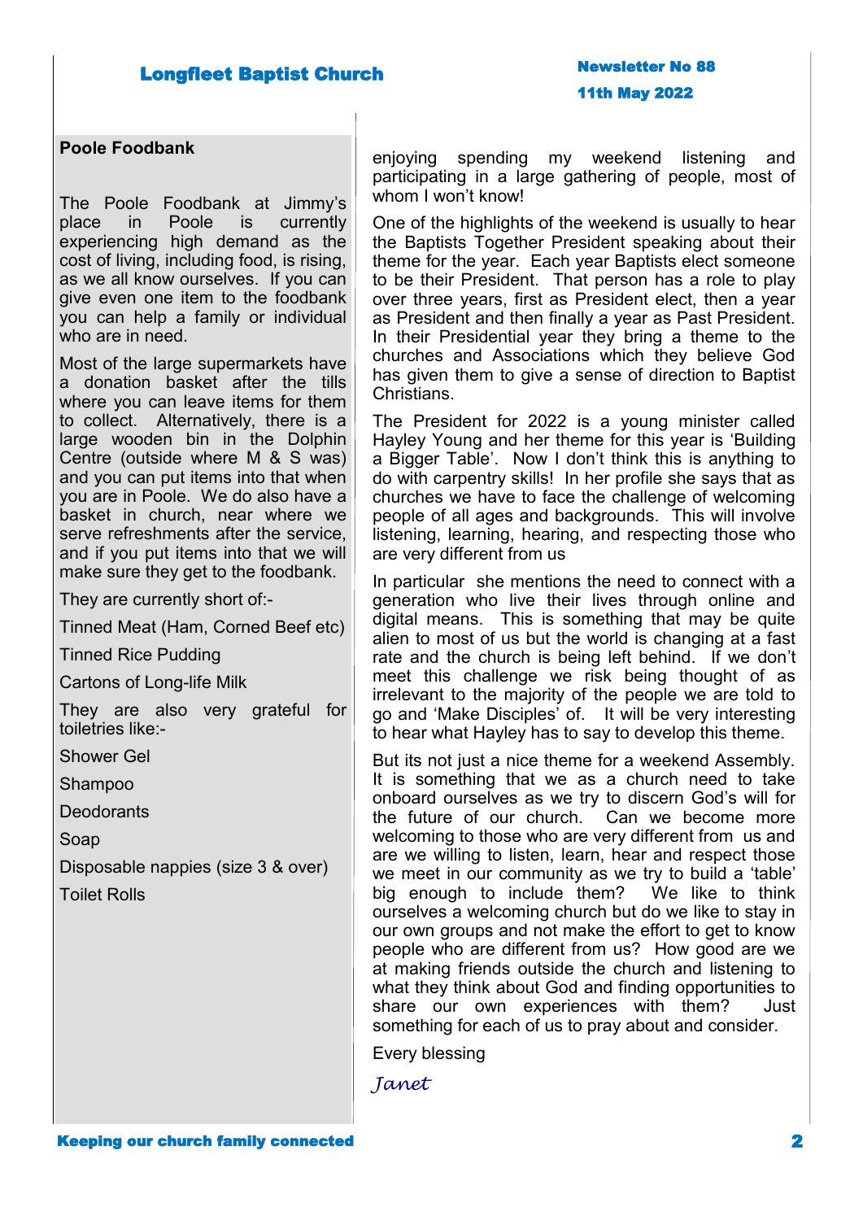## Poole Foodbank

The Poole Foodbank at Jimmy's place in Poole is currently experiencing high demand as the cost of living, including food, is rising, as we all know ourselves. If you can give even one item to the foodbank you can help a family or individual who are in need.

Most of the large supermarkets have a donation basket after the tills where you can leave items for them to collect. Alternatively, there is a large wooden bin in the Dolphin Centre (outside where M & S was) and you can put items into that when you are in Poole. We do also have a basket in church, near where we serve refreshments after the service, and if you put items into that we will make sure they get to the foodbank.

They are currently short of:-

Tinned Meat (Ham, Corned Beef etc)

Tinned Rice Pudding

Cartons of Long-life Milk

They are also very grateful for toiletries like:-

Shower Gel

Shampoo

Deodorants

Soap

Disposable nappies (size 3 & over)

Toilet Rolls

enjoying spending my weekend listening and participating in a large gathering of people, most of whom I won't know!

One of the highlights of the weekend is usually to hear the Baptists Together President speaking about their theme for the year. Each year Baptists elect someone to be their President. That person has a role to play over three years, first as President elect, then a year as President and then finally a year as Past President. In their Presidential year they bring a theme to the churches and Associations which they believe God has given them to give a sense of direction to Baptist Christians.

The President for 2022 is a young minister called Hayley Young and her theme for this year is 'Building a Bigger Table'. Now I don't think this is anything to do with carpentry skills! In her profile she says that as churches we have to face the challenge of welcoming people of all ages and backgrounds. This will involve listening, learning, hearing, and respecting those who are very different from us

In particular she mentions the need to connect with a generation who live their lives through online and digital means. This is something that may be quite alien to most of us but the world is changing at a fast rate and the church is being left behind. If we don't meet this challenge we risk being thought of as irrelevant to the majority of the people we are told to go and 'Make Disciples' of. It will be very interesting to hear what Hayley has to say to develop this theme.

But its not just a nice theme for a weekend Assembly. It is something that we as a church need to take onboard ourselves as we try to discern God's will for the future of our church. Can we become more welcoming to those who are very different from us and are we willing to listen, learn, hear and respect those we meet in our community as we try to build a 'table' big enough to include them? We like to think ourselves a welcoming church but do we like to stay in our own groups and not make the effort to get to know people who are different from us? How good are we at making friends outside the church and listening to what they think about God and finding opportunities to share our own experiences with them? Just something for each of us to pray about and consider.

Every blessing

*Janet*